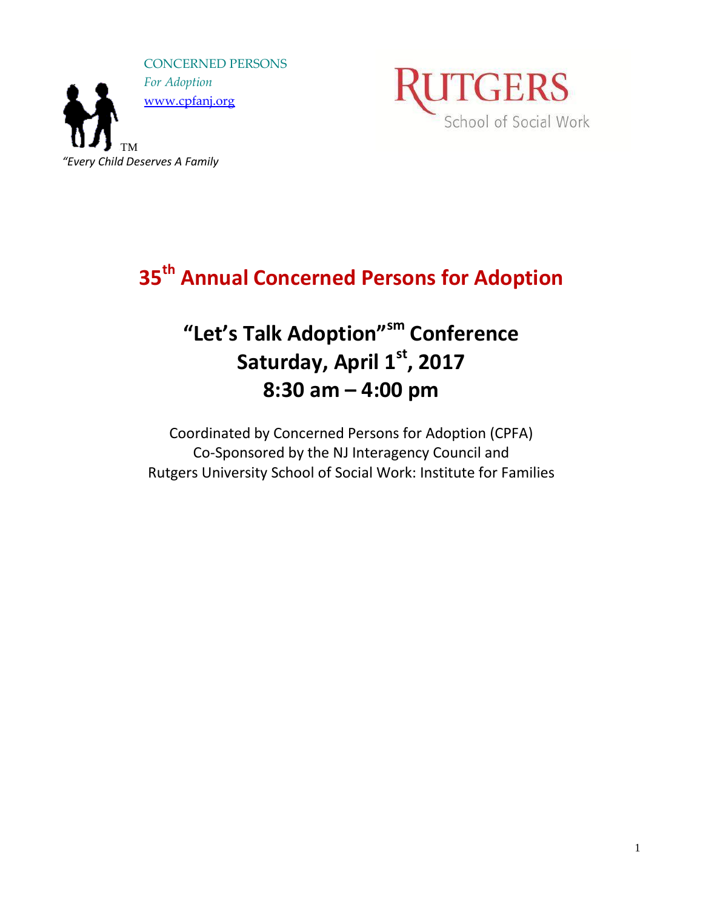CONCERNED PERSONS
*For Adoption*
[www.cpfanj.org](http://www.cpfanj.org)

TM
*"Every Child Deserves A Family*

RUTGERS
School of Social Work

# 35th Annual Concerned Persons for Adoption

## "Let's Talk Adoption"sm Conference
## Saturday, April 1st, 2017
## 8:30 am – 4:00 pm

Coordinated by Concerned Persons for Adoption (CPFA)
Co-Sponsored by the NJ Interagency Council and
Rutgers University School of Social Work: Institute for Families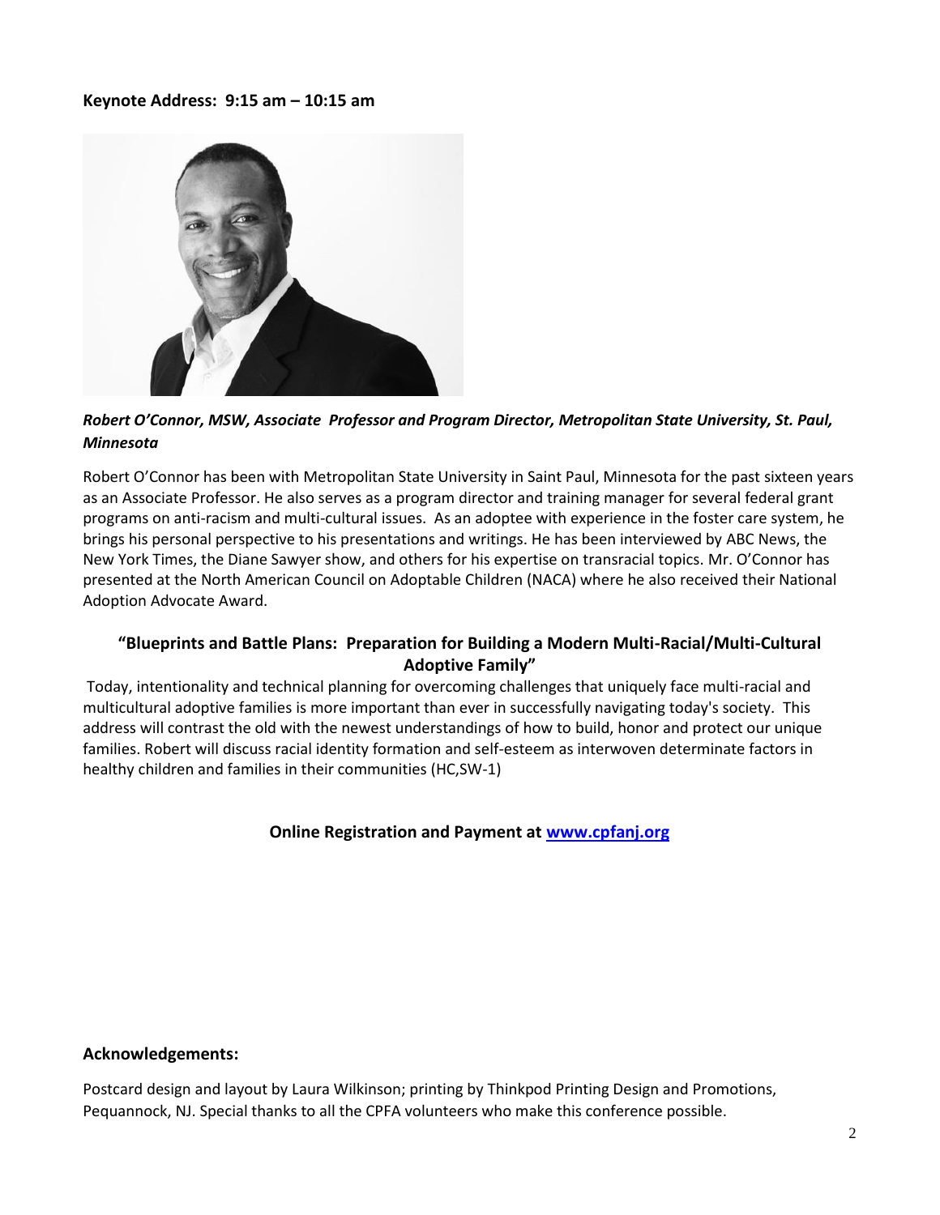**Keynote Address: 9:15 am – 10:15 am**

***Robert O'Connor, MSW, Associate Professor and Program Director, Metropolitan State University, St. Paul, Minnesota***

Robert O'Connor has been with Metropolitan State University in Saint Paul, Minnesota for the past sixteen years as an Associate Professor. He also serves as a program director and training manager for several federal grant programs on anti-racism and multi-cultural issues. As an adoptee with experience in the foster care system, he brings his personal perspective to his presentations and writings. He has been interviewed by ABC News, the New York Times, the Diane Sawyer show, and others for his expertise on transracial topics. Mr. O'Connor has presented at the North American Council on Adoptable Children (NACA) where he also received their National Adoption Advocate Award.

**"Blueprints and Battle Plans: Preparation for Building a Modern Multi-Racial/Multi-Cultural Adoptive Family"**

Today, intentionality and technical planning for overcoming challenges that uniquely face multi-racial and multicultural adoptive families is more important than ever in successfully navigating today's society. This address will contrast the old with the newest understandings of how to build, honor and protect our unique families. Robert will discuss racial identity formation and self-esteem as interwoven determinate factors in healthy children and families in their communities (HC,SW-1)

**Online Registration and Payment at [www.cpfanj.org](http://www.cpfanj.org)**

**Acknowledgements:**

Postcard design and layout by Laura Wilkinson; printing by Thinkpod Printing Design and Promotions, Pequannock, NJ. Special thanks to all the CPFA volunteers who make this conference possible.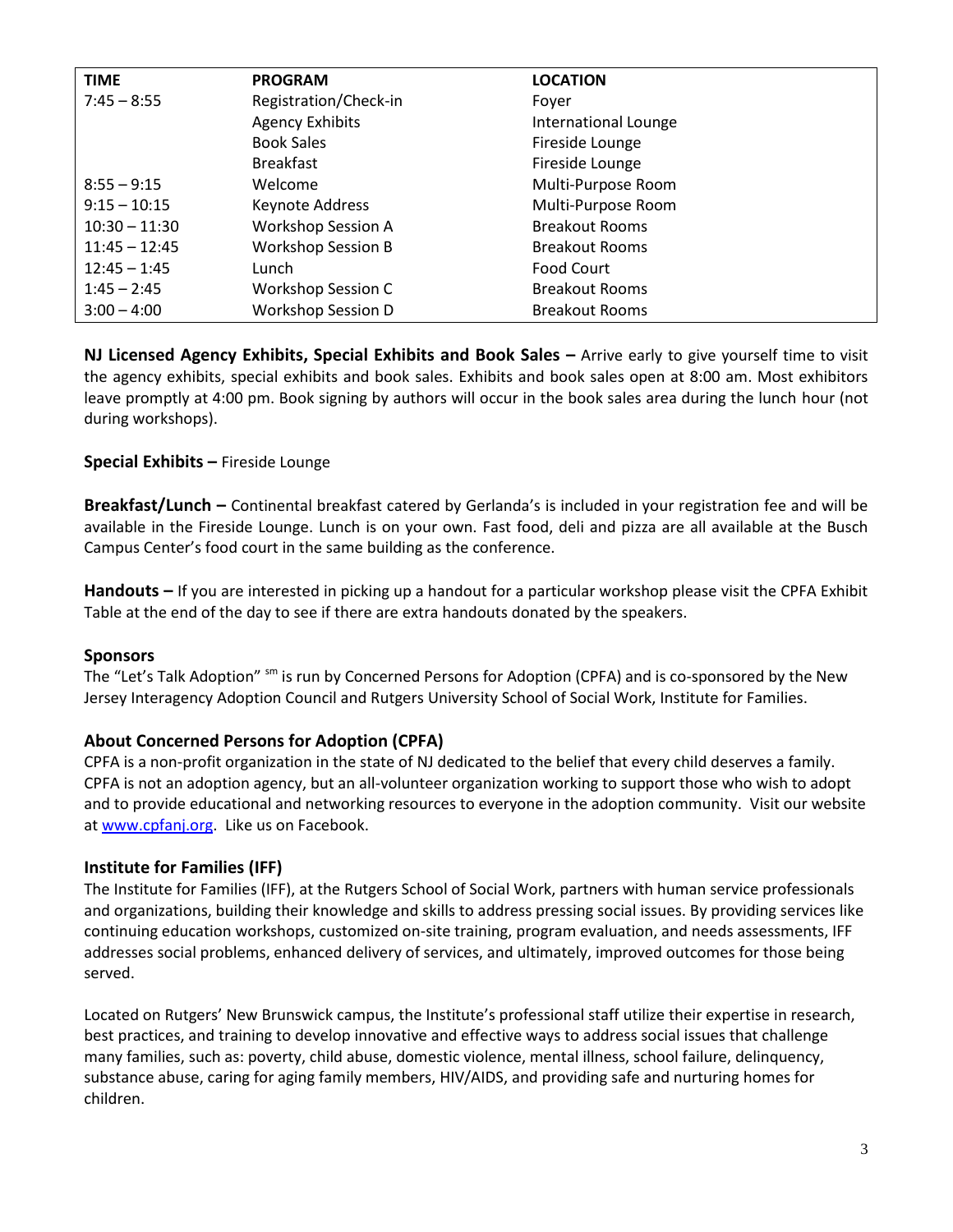| TIME | PROGRAM | LOCATION |
|---|---|---|
| 7:45 – 8:55 | Registration/Check-in | Foyer |
| | Agency Exhibits | International Lounge |
| | Book Sales | Fireside Lounge |
| | Breakfast | Fireside Lounge |
| 8:55 – 9:15 | Welcome | Multi-Purpose Room |
| 9:15 – 10:15 | Keynote Address | Multi-Purpose Room |
| 10:30 – 11:30 | Workshop Session A | Breakout Rooms |
| 11:45 – 12:45 | Workshop Session B | Breakout Rooms |
| 12:45 – 1:45 | Lunch | Food Court |
| 1:45 – 2:45 | Workshop Session C | Breakout Rooms |
| 3:00 – 4:00 | Workshop Session D | Breakout Rooms |

**NJ Licensed Agency Exhibits, Special Exhibits and Book Sales –** Arrive early to give yourself time to visit the agency exhibits, special exhibits and book sales. Exhibits and book sales open at 8:00 am. Most exhibitors leave promptly at 4:00 pm. Book signing by authors will occur in the book sales area during the lunch hour (not during workshops).

**Special Exhibits –** Fireside Lounge

**Breakfast/Lunch –** Continental breakfast catered by Gerlanda's is included in your registration fee and will be available in the Fireside Lounge. Lunch is on your own. Fast food, deli and pizza are all available at the Busch Campus Center's food court in the same building as the conference.

**Handouts –** If you are interested in picking up a handout for a particular workshop please visit the CPFA Exhibit Table at the end of the day to see if there are extra handouts donated by the speakers.

## Sponsors

The "Let's Talk Adoption" [sm] is run by Concerned Persons for Adoption (CPFA) and is co-sponsored by the New Jersey Interagency Adoption Council and Rutgers University School of Social Work, Institute for Families.

## About Concerned Persons for Adoption (CPFA)

CPFA is a non-profit organization in the state of NJ dedicated to the belief that every child deserves a family. CPFA is not an adoption agency, but an all-volunteer organization working to support those who wish to adopt and to provide educational and networking resources to everyone in the adoption community. Visit our website at www.cpfanj.org. Like us on Facebook.

## Institute for Families (IFF)

The Institute for Families (IFF), at the Rutgers School of Social Work, partners with human service professionals and organizations, building their knowledge and skills to address pressing social issues. By providing services like continuing education workshops, customized on-site training, program evaluation, and needs assessments, IFF addresses social problems, enhanced delivery of services, and ultimately, improved outcomes for those being served.

Located on Rutgers' New Brunswick campus, the Institute's professional staff utilize their expertise in research, best practices, and training to develop innovative and effective ways to address social issues that challenge many families, such as: poverty, child abuse, domestic violence, mental illness, school failure, delinquency, substance abuse, caring for aging family members, HIV/AIDS, and providing safe and nurturing homes for children.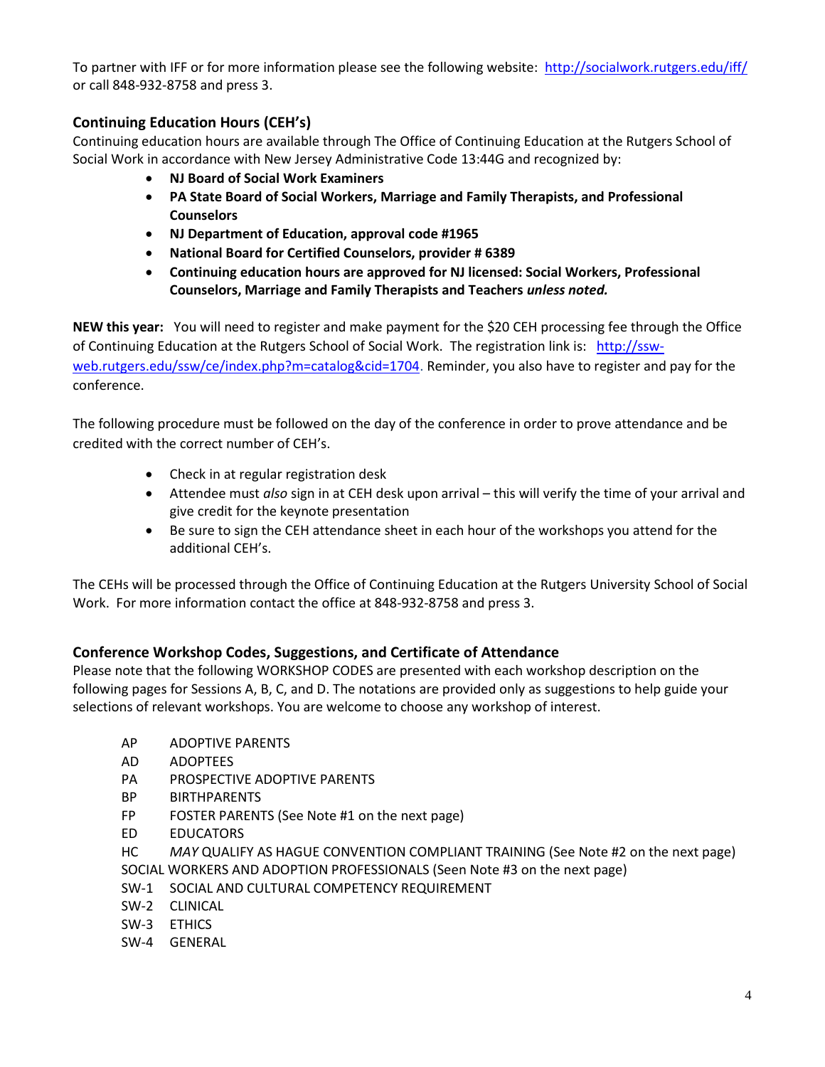To partner with IFF or for more information please see the following website: [http://socialwork.rutgers.edu/iff/](http://socialwork.rutgers.edu/iff/) or call 848-932-8758 and press 3.

### Continuing Education Hours (CEH's)

Continuing education hours are available through The Office of Continuing Education at the Rutgers School of Social Work in accordance with New Jersey Administrative Code 13:44G and recognized by:

- **NJ Board of Social Work Examiners**
- **PA State Board of Social Workers, Marriage and Family Therapists, and Professional Counselors**
- **NJ Department of Education, approval code #1965**
- **National Board for Certified Counselors, provider # 6389**
- **Continuing education hours are approved for NJ licensed: Social Workers, Professional Counselors, Marriage and Family Therapists and Teachers *unless noted.***

**NEW this year:** You will need to register and make payment for the $20 CEH processing fee through the Office of Continuing Education at the Rutgers School of Social Work. The registration link is: [http://ssw-web.rutgers.edu/ssw/ce/index.php?m=catalog&cid=1704](http://ssw-web.rutgers.edu/ssw/ce/index.php?m=catalog&cid=1704). Reminder, you also have to register and pay for the conference.

The following procedure must be followed on the day of the conference in order to prove attendance and be credited with the correct number of CEH's.

- Check in at regular registration desk
- Attendee must *also* sign in at CEH desk upon arrival – this will verify the time of your arrival and give credit for the keynote presentation
- Be sure to sign the CEH attendance sheet in each hour of the workshops you attend for the additional CEH's.

The CEHs will be processed through the Office of Continuing Education at the Rutgers University School of Social Work. For more information contact the office at 848-932-8758 and press 3.

### Conference Workshop Codes, Suggestions, and Certificate of Attendance

Please note that the following WORKSHOP CODES are presented with each workshop description on the following pages for Sessions A, B, C, and D. The notations are provided only as suggestions to help guide your selections of relevant workshops. You are welcome to choose any workshop of interest.

AP ADOPTIVE PARENTS
AD ADOPTEES
PA PROSPECTIVE ADOPTIVE PARENTS
BP BIRTHPARENTS
FP FOSTER PARENTS (See Note #1 on the next page)
ED EDUCATORS
HC *MAY* QUALIFY AS HAGUE CONVENTION COMPLIANT TRAINING (See Note #2 on the next page)
SOCIAL WORKERS AND ADOPTION PROFESSIONALS (Seen Note #3 on the next page)
SW-1 SOCIAL AND CULTURAL COMPETENCY REQUIREMENT
SW-2 CLINICAL
SW-3 ETHICS
SW-4 GENERAL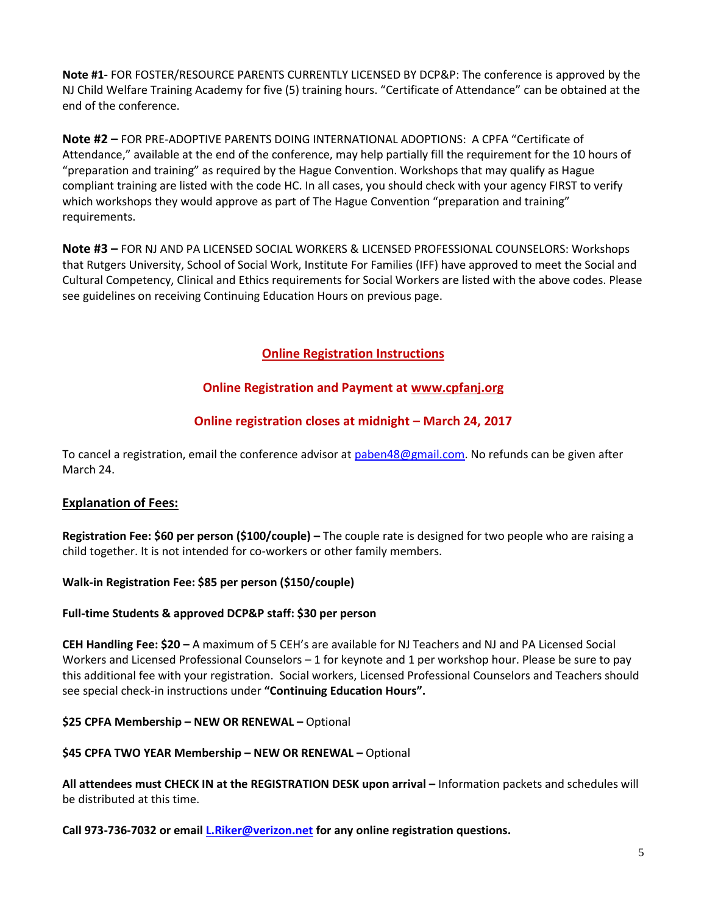**Note #1-** FOR FOSTER/RESOURCE PARENTS CURRENTLY LICENSED BY DCP&P: The conference is approved by the NJ Child Welfare Training Academy for five (5) training hours. "Certificate of Attendance" can be obtained at the end of the conference.

**Note #2 –** FOR PRE-ADOPTIVE PARENTS DOING INTERNATIONAL ADOPTIONS: A CPFA "Certificate of Attendance," available at the end of the conference, may help partially fill the requirement for the 10 hours of "preparation and training" as required by the Hague Convention. Workshops that may qualify as Hague compliant training are listed with the code HC. In all cases, you should check with your agency FIRST to verify which workshops they would approve as part of The Hague Convention "preparation and training" requirements.

**Note #3 –** FOR NJ AND PA LICENSED SOCIAL WORKERS & LICENSED PROFESSIONAL COUNSELORS: Workshops that Rutgers University, School of Social Work, Institute For Families (IFF) have approved to meet the Social and Cultural Competency, Clinical and Ethics requirements for Social Workers are listed with the above codes. Please see guidelines on receiving Continuing Education Hours on previous page.

## Online Registration Instructions

**Online Registration and Payment at www.cpfanj.org**

**Online registration closes at midnight – March 24, 2017**

To cancel a registration, email the conference advisor at paben48@gmail.com. No refunds can be given after March 24.

### Explanation of Fees:

**Registration Fee: $60 per person ($100/couple) –** The couple rate is designed for two people who are raising a child together. It is not intended for co-workers or other family members.

**Walk-in Registration Fee: $85 per person ($150/couple)**

**Full-time Students & approved DCP&P staff: $30 per person**

**CEH Handling Fee: $20 –** A maximum of 5 CEH's are available for NJ Teachers and NJ and PA Licensed Social Workers and Licensed Professional Counselors – 1 for keynote and 1 per workshop hour. Please be sure to pay this additional fee with your registration. Social workers, Licensed Professional Counselors and Teachers should see special check-in instructions under **"Continuing Education Hours".**

**$25 CPFA Membership – NEW OR RENEWAL –** Optional

**$45 CPFA TWO YEAR Membership – NEW OR RENEWAL –** Optional

**All attendees must CHECK IN at the REGISTRATION DESK upon arrival –** Information packets and schedules will be distributed at this time.

**Call 973-736-7032 or email L.Riker@verizon.net for any online registration questions.**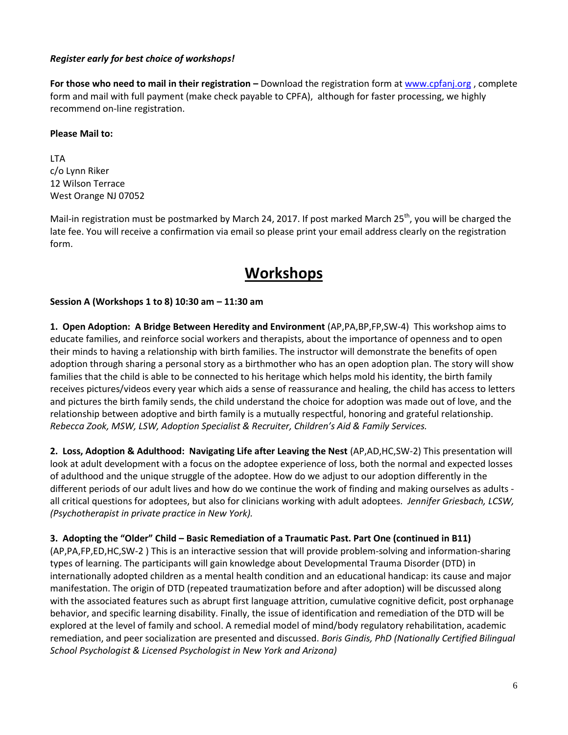***Register early for best choice of workshops!***

**For those who need to mail in their registration –** Download the registration form at www.cpfanj.org , complete form and mail with full payment (make check payable to CPFA), although for faster processing, we highly recommend on-line registration.

**Please Mail to:**

LTA
c/o Lynn Riker
12 Wilson Terrace
West Orange NJ 07052

Mail-in registration must be postmarked by March 24, 2017. If post marked March 25th, you will be charged the late fee. You will receive a confirmation via email so please print your email address clearly on the registration form.

# Workshops

**Session A (Workshops 1 to 8) 10:30 am – 11:30 am**

**1. Open Adoption: A Bridge Between Heredity and Environment** (AP,PA,BP,FP,SW-4) This workshop aims to educate families, and reinforce social workers and therapists, about the importance of openness and to open their minds to having a relationship with birth families. The instructor will demonstrate the benefits of open adoption through sharing a personal story as a birthmother who has an open adoption plan. The story will show families that the child is able to be connected to his heritage which helps mold his identity, the birth family receives pictures/videos every year which aids a sense of reassurance and healing, the child has access to letters and pictures the birth family sends, the child understand the choice for adoption was made out of love, and the relationship between adoptive and birth family is a mutually respectful, honoring and grateful relationship. *Rebecca Zook, MSW, LSW, Adoption Specialist & Recruiter, Children's Aid & Family Services.*

**2. Loss, Adoption & Adulthood: Navigating Life after Leaving the Nest** (AP,AD,HC,SW-2) This presentation will look at adult development with a focus on the adoptee experience of loss, both the normal and expected losses of adulthood and the unique struggle of the adoptee. How do we adjust to our adoption differently in the different periods of our adult lives and how do we continue the work of finding and making ourselves as adults - all critical questions for adoptees, but also for clinicians working with adult adoptees. *Jennifer Griesbach, LCSW, (Psychotherapist in private practice in New York).*

**3. Adopting the "Older" Child – Basic Remediation of a Traumatic Past. Part One (continued in B11)** (AP,PA,FP,ED,HC,SW-2 ) This is an interactive session that will provide problem-solving and information-sharing types of learning. The participants will gain knowledge about Developmental Trauma Disorder (DTD) in internationally adopted children as a mental health condition and an educational handicap: its cause and major manifestation. The origin of DTD (repeated traumatization before and after adoption) will be discussed along with the associated features such as abrupt first language attrition, cumulative cognitive deficit, post orphanage behavior, and specific learning disability. Finally, the issue of identification and remediation of the DTD will be explored at the level of family and school. A remedial model of mind/body regulatory rehabilitation, academic remediation, and peer socialization are presented and discussed. *Boris Gindis, PhD (Nationally Certified Bilingual School Psychologist & Licensed Psychologist in New York and Arizona)*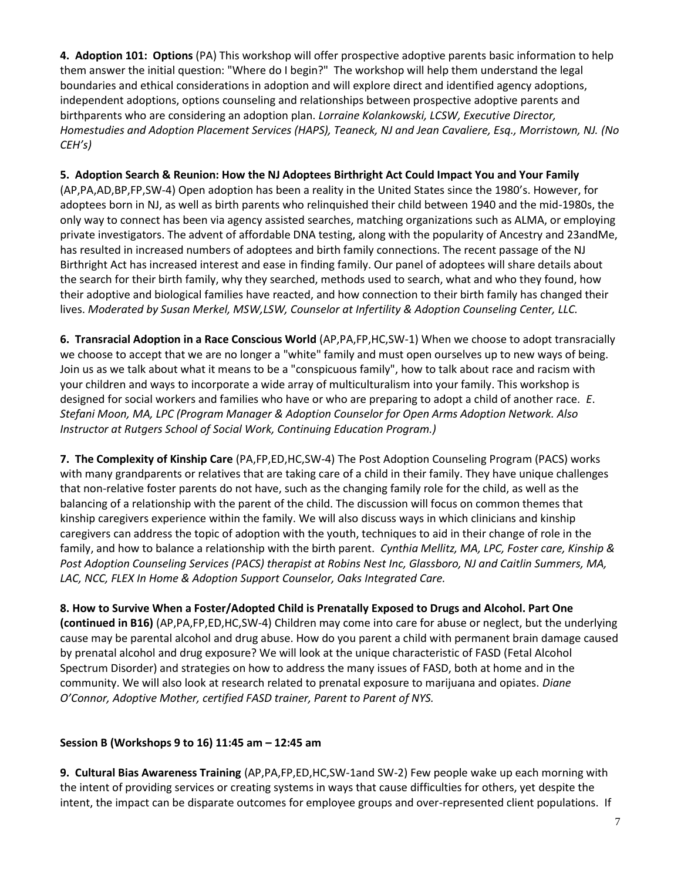**4. Adoption 101: Options** (PA) This workshop will offer prospective adoptive parents basic information to help them answer the initial question: "Where do I begin?" The workshop will help them understand the legal boundaries and ethical considerations in adoption and will explore direct and identified agency adoptions, independent adoptions, options counseling and relationships between prospective adoptive parents and birthparents who are considering an adoption plan. *Lorraine Kolankowski, LCSW, Executive Director, Homestudies and Adoption Placement Services (HAPS), Teaneck, NJ and Jean Cavaliere, Esq., Morristown, NJ. (No CEH's)*

**5. Adoption Search & Reunion: How the NJ Adoptees Birthright Act Could Impact You and Your Family** (AP,PA,AD,BP,FP,SW-4) Open adoption has been a reality in the United States since the 1980's. However, for adoptees born in NJ, as well as birth parents who relinquished their child between 1940 and the mid-1980s, the only way to connect has been via agency assisted searches, matching organizations such as ALMA, or employing private investigators. The advent of affordable DNA testing, along with the popularity of Ancestry and 23andMe, has resulted in increased numbers of adoptees and birth family connections. The recent passage of the NJ Birthright Act has increased interest and ease in finding family. Our panel of adoptees will share details about the search for their birth family, why they searched, methods used to search, what and who they found, how their adoptive and biological families have reacted, and how connection to their birth family has changed their lives. *Moderated by Susan Merkel, MSW,LSW, Counselor at Infertility & Adoption Counseling Center, LLC.*

**6. Transracial Adoption in a Race Conscious World** (AP,PA,FP,HC,SW-1) When we choose to adopt transracially we choose to accept that we are no longer a "white" family and must open ourselves up to new ways of being. Join us as we talk about what it means to be a "conspicuous family", how to talk about race and racism with your children and ways to incorporate a wide array of multiculturalism into your family. This workshop is designed for social workers and families who have or who are preparing to adopt a child of another race. *E. Stefani Moon, MA, LPC (Program Manager & Adoption Counselor for Open Arms Adoption Network. Also Instructor at Rutgers School of Social Work, Continuing Education Program.)*

**7. The Complexity of Kinship Care** (PA,FP,ED,HC,SW-4) The Post Adoption Counseling Program (PACS) works with many grandparents or relatives that are taking care of a child in their family. They have unique challenges that non-relative foster parents do not have, such as the changing family role for the child, as well as the balancing of a relationship with the parent of the child. The discussion will focus on common themes that kinship caregivers experience within the family. We will also discuss ways in which clinicians and kinship caregivers can address the topic of adoption with the youth, techniques to aid in their change of role in the family, and how to balance a relationship with the birth parent. *Cynthia Mellitz, MA, LPC, Foster care, Kinship & Post Adoption Counseling Services (PACS) therapist at Robins Nest Inc, Glassboro, NJ and Caitlin Summers, MA, LAC, NCC, FLEX In Home & Adoption Support Counselor, Oaks Integrated Care.*

**8. How to Survive When a Foster/Adopted Child is Prenatally Exposed to Drugs and Alcohol. Part One (continued in B16)** (AP,PA,FP,ED,HC,SW-4) Children may come into care for abuse or neglect, but the underlying cause may be parental alcohol and drug abuse. How do you parent a child with permanent brain damage caused by prenatal alcohol and drug exposure? We will look at the unique characteristic of FASD (Fetal Alcohol Spectrum Disorder) and strategies on how to address the many issues of FASD, both at home and in the community. We will also look at research related to prenatal exposure to marijuana and opiates. *Diane O'Connor, Adoptive Mother, certified FASD trainer, Parent to Parent of NYS.*

**Session B (Workshops 9 to 16) 11:45 am – 12:45 am**

**9. Cultural Bias Awareness Training** (AP,PA,FP,ED,HC,SW-1and SW-2) Few people wake up each morning with the intent of providing services or creating systems in ways that cause difficulties for others, yet despite the intent, the impact can be disparate outcomes for employee groups and over-represented client populations. If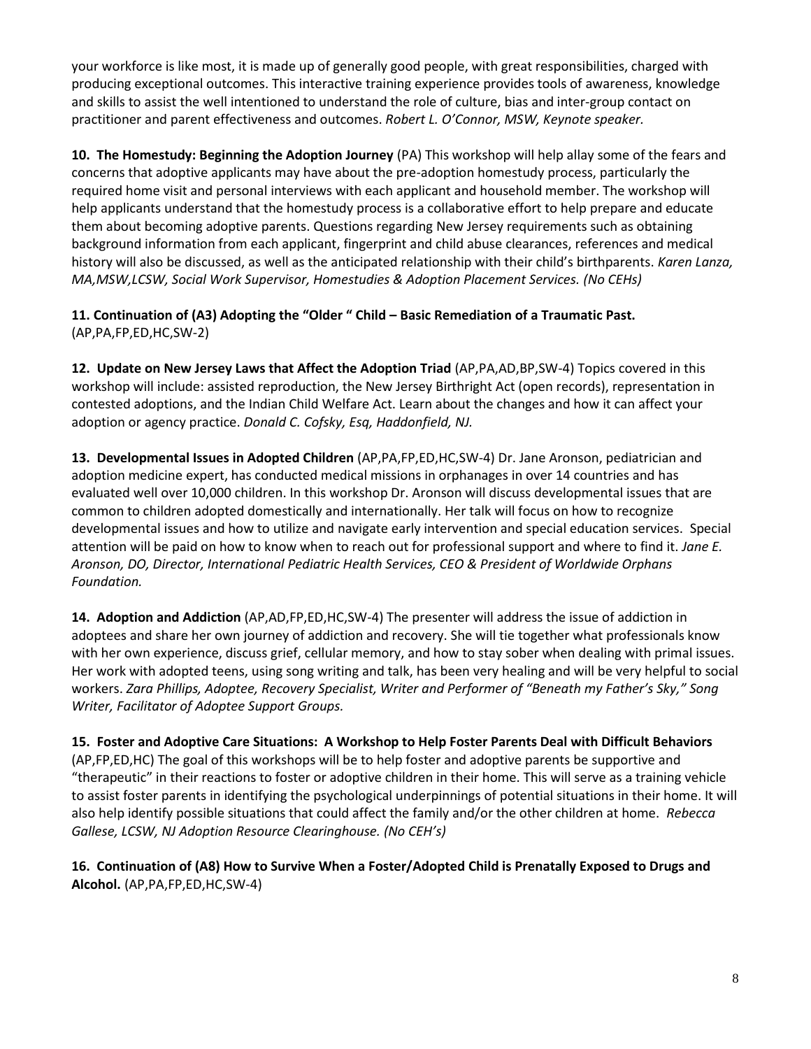your workforce is like most, it is made up of generally good people, with great responsibilities, charged with producing exceptional outcomes. This interactive training experience provides tools of awareness, knowledge and skills to assist the well intentioned to understand the role of culture, bias and inter-group contact on practitioner and parent effectiveness and outcomes. *Robert L. O'Connor, MSW, Keynote speaker.*

**10. The Homestudy: Beginning the Adoption Journey** (PA) This workshop will help allay some of the fears and concerns that adoptive applicants may have about the pre-adoption homestudy process, particularly the required home visit and personal interviews with each applicant and household member. The workshop will help applicants understand that the homestudy process is a collaborative effort to help prepare and educate them about becoming adoptive parents. Questions regarding New Jersey requirements such as obtaining background information from each applicant, fingerprint and child abuse clearances, references and medical history will also be discussed, as well as the anticipated relationship with their child's birthparents. *Karen Lanza, MA,MSW,LCSW, Social Work Supervisor, Homestudies & Adoption Placement Services. (No CEHs)*

**11. Continuation of (A3) Adopting the "Older " Child – Basic Remediation of a Traumatic Past.** (AP,PA,FP,ED,HC,SW-2)

**12. Update on New Jersey Laws that Affect the Adoption Triad** (AP,PA,AD,BP,SW-4) Topics covered in this workshop will include: assisted reproduction, the New Jersey Birthright Act (open records), representation in contested adoptions, and the Indian Child Welfare Act. Learn about the changes and how it can affect your adoption or agency practice. *Donald C. Cofsky, Esq, Haddonfield, NJ.*

**13. Developmental Issues in Adopted Children** (AP,PA,FP,ED,HC,SW-4) Dr. Jane Aronson, pediatrician and adoption medicine expert, has conducted medical missions in orphanages in over 14 countries and has evaluated well over 10,000 children. In this workshop Dr. Aronson will discuss developmental issues that are common to children adopted domestically and internationally. Her talk will focus on how to recognize developmental issues and how to utilize and navigate early intervention and special education services. Special attention will be paid on how to know when to reach out for professional support and where to find it. *Jane E. Aronson, DO, Director, International Pediatric Health Services, CEO & President of Worldwide Orphans Foundation.*

**14. Adoption and Addiction** (AP,AD,FP,ED,HC,SW-4) The presenter will address the issue of addiction in adoptees and share her own journey of addiction and recovery. She will tie together what professionals know with her own experience, discuss grief, cellular memory, and how to stay sober when dealing with primal issues. Her work with adopted teens, using song writing and talk, has been very healing and will be very helpful to social workers. *Zara Phillips, Adoptee, Recovery Specialist, Writer and Performer of "Beneath my Father's Sky," Song Writer, Facilitator of Adoptee Support Groups.*

**15. Foster and Adoptive Care Situations: A Workshop to Help Foster Parents Deal with Difficult Behaviors** (AP,FP,ED,HC) The goal of this workshops will be to help foster and adoptive parents be supportive and "therapeutic" in their reactions to foster or adoptive children in their home. This will serve as a training vehicle to assist foster parents in identifying the psychological underpinnings of potential situations in their home. It will also help identify possible situations that could affect the family and/or the other children at home. *Rebecca Gallese, LCSW, NJ Adoption Resource Clearinghouse. (No CEH's)*

**16. Continuation of (A8) How to Survive When a Foster/Adopted Child is Prenatally Exposed to Drugs and Alcohol.** (AP,PA,FP,ED,HC,SW-4)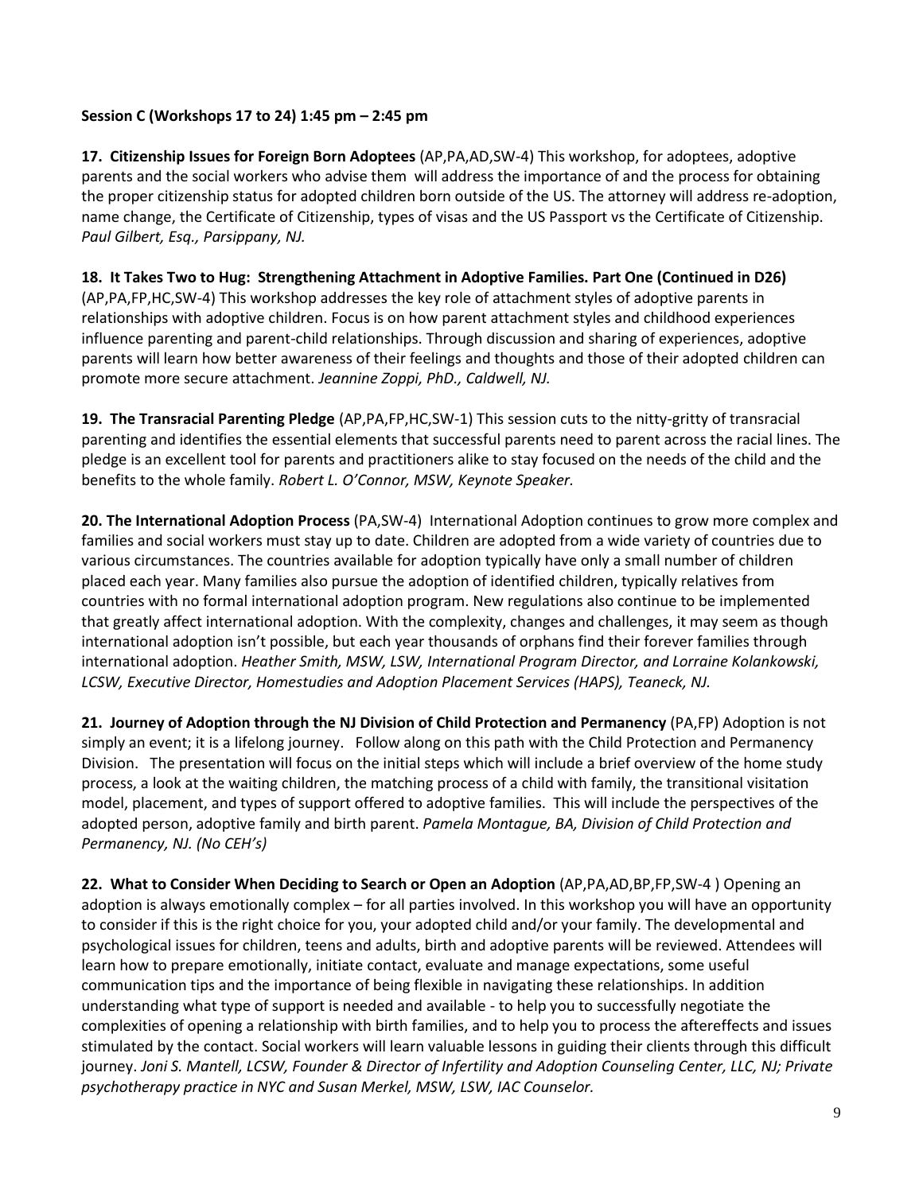**Session C (Workshops 17 to 24) 1:45 pm – 2:45 pm**

**17. Citizenship Issues for Foreign Born Adoptees** (AP,PA,AD,SW-4) This workshop, for adoptees, adoptive parents and the social workers who advise them will address the importance of and the process for obtaining the proper citizenship status for adopted children born outside of the US. The attorney will address re-adoption, name change, the Certificate of Citizenship, types of visas and the US Passport vs the Certificate of Citizenship. *Paul Gilbert, Esq., Parsippany, NJ.*

**18. It Takes Two to Hug: Strengthening Attachment in Adoptive Families. Part One (Continued in D26)** (AP,PA,FP,HC,SW-4) This workshop addresses the key role of attachment styles of adoptive parents in relationships with adoptive children. Focus is on how parent attachment styles and childhood experiences influence parenting and parent-child relationships. Through discussion and sharing of experiences, adoptive parents will learn how better awareness of their feelings and thoughts and those of their adopted children can promote more secure attachment. *Jeannine Zoppi, PhD., Caldwell, NJ.*

**19. The Transracial Parenting Pledge** (AP,PA,FP,HC,SW-1) This session cuts to the nitty-gritty of transracial parenting and identifies the essential elements that successful parents need to parent across the racial lines. The pledge is an excellent tool for parents and practitioners alike to stay focused on the needs of the child and the benefits to the whole family. *Robert L. O'Connor, MSW, Keynote Speaker.*

**20. The International Adoption Process** (PA,SW-4) International Adoption continues to grow more complex and families and social workers must stay up to date. Children are adopted from a wide variety of countries due to various circumstances. The countries available for adoption typically have only a small number of children placed each year. Many families also pursue the adoption of identified children, typically relatives from countries with no formal international adoption program. New regulations also continue to be implemented that greatly affect international adoption. With the complexity, changes and challenges, it may seem as though international adoption isn't possible, but each year thousands of orphans find their forever families through international adoption. *Heather Smith, MSW, LSW, International Program Director, and Lorraine Kolankowski, LCSW, Executive Director, Homestudies and Adoption Placement Services (HAPS), Teaneck, NJ.*

**21. Journey of Adoption through the NJ Division of Child Protection and Permanency** (PA,FP) Adoption is not simply an event; it is a lifelong journey. Follow along on this path with the Child Protection and Permanency Division. The presentation will focus on the initial steps which will include a brief overview of the home study process, a look at the waiting children, the matching process of a child with family, the transitional visitation model, placement, and types of support offered to adoptive families. This will include the perspectives of the adopted person, adoptive family and birth parent. *Pamela Montague, BA, Division of Child Protection and Permanency, NJ. (No CEH's)*

**22. What to Consider When Deciding to Search or Open an Adoption** (AP,PA,AD,BP,FP,SW-4 ) Opening an adoption is always emotionally complex – for all parties involved. In this workshop you will have an opportunity to consider if this is the right choice for you, your adopted child and/or your family. The developmental and psychological issues for children, teens and adults, birth and adoptive parents will be reviewed. Attendees will learn how to prepare emotionally, initiate contact, evaluate and manage expectations, some useful communication tips and the importance of being flexible in navigating these relationships. In addition understanding what type of support is needed and available - to help you to successfully negotiate the complexities of opening a relationship with birth families, and to help you to process the aftereffects and issues stimulated by the contact. Social workers will learn valuable lessons in guiding their clients through this difficult journey. *Joni S. Mantell, LCSW, Founder & Director of Infertility and Adoption Counseling Center, LLC, NJ; Private psychotherapy practice in NYC and Susan Merkel, MSW, LSW, IAC Counselor.*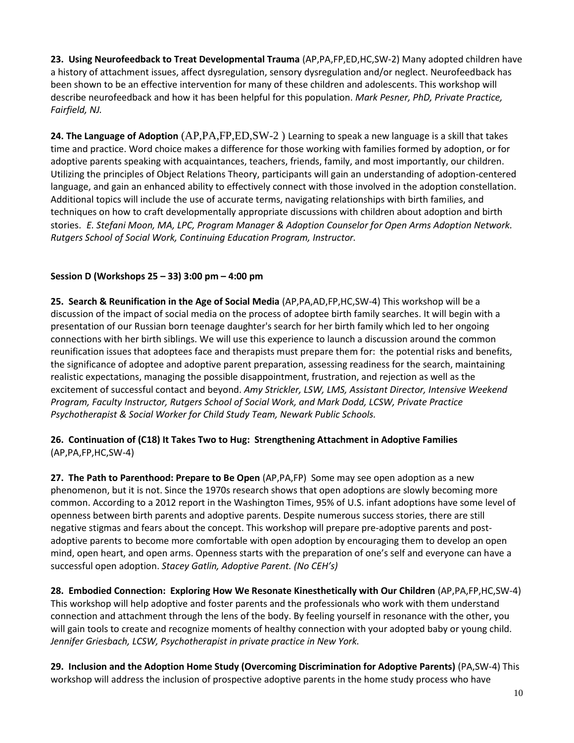**23. Using Neurofeedback to Treat Developmental Trauma** (AP,PA,FP,ED,HC,SW-2) Many adopted children have a history of attachment issues, affect dysregulation, sensory dysregulation and/or neglect. Neurofeedback has been shown to be an effective intervention for many of these children and adolescents. This workshop will describe neurofeedback and how it has been helpful for this population. *Mark Pesner, PhD, Private Practice, Fairfield, NJ.*

**24. The Language of Adoption** (AP,PA,FP,ED,SW-2 ) Learning to speak a new language is a skill that takes time and practice. Word choice makes a difference for those working with families formed by adoption, or for adoptive parents speaking with acquaintances, teachers, friends, family, and most importantly, our children. Utilizing the principles of Object Relations Theory, participants will gain an understanding of adoption-centered language, and gain an enhanced ability to effectively connect with those involved in the adoption constellation. Additional topics will include the use of accurate terms, navigating relationships with birth families, and techniques on how to craft developmentally appropriate discussions with children about adoption and birth stories. *E. Stefani Moon, MA, LPC, Program Manager & Adoption Counselor for Open Arms Adoption Network. Rutgers School of Social Work, Continuing Education Program, Instructor.*

**Session D (Workshops 25 – 33) 3:00 pm – 4:00 pm**

**25. Search & Reunification in the Age of Social Media** (AP,PA,AD,FP,HC,SW-4) This workshop will be a discussion of the impact of social media on the process of adoptee birth family searches. It will begin with a presentation of our Russian born teenage daughter's search for her birth family which led to her ongoing connections with her birth siblings. We will use this experience to launch a discussion around the common reunification issues that adoptees face and therapists must prepare them for: the potential risks and benefits, the significance of adoptee and adoptive parent preparation, assessing readiness for the search, maintaining realistic expectations, managing the possible disappointment, frustration, and rejection as well as the excitement of successful contact and beyond. *Amy Strickler, LSW, LMS, Assistant Director, Intensive Weekend Program, Faculty Instructor, Rutgers School of Social Work, and Mark Dodd, LCSW, Private Practice Psychotherapist & Social Worker for Child Study Team, Newark Public Schools.*

**26. Continuation of (C18) It Takes Two to Hug: Strengthening Attachment in Adoptive Families** (AP,PA,FP,HC,SW-4)

**27. The Path to Parenthood: Prepare to Be Open** (AP,PA,FP) Some may see open adoption as a new phenomenon, but it is not. Since the 1970s research shows that open adoptions are slowly becoming more common. According to a 2012 report in the Washington Times, 95% of U.S. infant adoptions have some level of openness between birth parents and adoptive parents. Despite numerous success stories, there are still negative stigmas and fears about the concept. This workshop will prepare pre-adoptive parents and post-adoptive parents to become more comfortable with open adoption by encouraging them to develop an open mind, open heart, and open arms. Openness starts with the preparation of one's self and everyone can have a successful open adoption. *Stacey Gatlin, Adoptive Parent. (No CEH's)*

**28. Embodied Connection: Exploring How We Resonate Kinesthetically with Our Children** (AP,PA,FP,HC,SW-4) This workshop will help adoptive and foster parents and the professionals who work with them understand connection and attachment through the lens of the body. By feeling yourself in resonance with the other, you will gain tools to create and recognize moments of healthy connection with your adopted baby or young child. *Jennifer Griesbach, LCSW, Psychotherapist in private practice in New York.*

**29. Inclusion and the Adoption Home Study (Overcoming Discrimination for Adoptive Parents)** (PA,SW-4) This workshop will address the inclusion of prospective adoptive parents in the home study process who have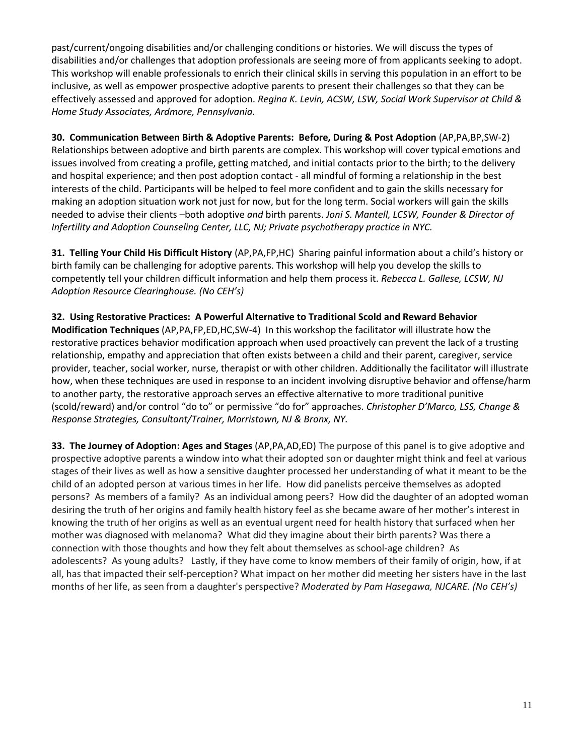past/current/ongoing disabilities and/or challenging conditions or histories. We will discuss the types of disabilities and/or challenges that adoption professionals are seeing more of from applicants seeking to adopt. This workshop will enable professionals to enrich their clinical skills in serving this population in an effort to be inclusive, as well as empower prospective adoptive parents to present their challenges so that they can be effectively assessed and approved for adoption. *Regina K. Levin, ACSW, LSW, Social Work Supervisor at Child & Home Study Associates, Ardmore, Pennsylvania.*

**30. Communication Between Birth & Adoptive Parents: Before, During & Post Adoption** (AP,PA,BP,SW-2) Relationships between adoptive and birth parents are complex. This workshop will cover typical emotions and issues involved from creating a profile, getting matched, and initial contacts prior to the birth; to the delivery and hospital experience; and then post adoption contact - all mindful of forming a relationship in the best interests of the child. Participants will be helped to feel more confident and to gain the skills necessary for making an adoption situation work not just for now, but for the long term. Social workers will gain the skills needed to advise their clients –both adoptive *and* birth parents. *Joni S. Mantell, LCSW, Founder & Director of Infertility and Adoption Counseling Center, LLC, NJ; Private psychotherapy practice in NYC.*

**31. Telling Your Child His Difficult History** (AP,PA,FP,HC) Sharing painful information about a child's history or birth family can be challenging for adoptive parents. This workshop will help you develop the skills to competently tell your children difficult information and help them process it. *Rebecca L. Gallese, LCSW, NJ Adoption Resource Clearinghouse. (No CEH's)*

**32. Using Restorative Practices: A Powerful Alternative to Traditional Scold and Reward Behavior Modification Techniques** (AP,PA,FP,ED,HC,SW-4) In this workshop the facilitator will illustrate how the restorative practices behavior modification approach when used proactively can prevent the lack of a trusting relationship, empathy and appreciation that often exists between a child and their parent, caregiver, service provider, teacher, social worker, nurse, therapist or with other children. Additionally the facilitator will illustrate how, when these techniques are used in response to an incident involving disruptive behavior and offense/harm to another party, the restorative approach serves an effective alternative to more traditional punitive (scold/reward) and/or control "do to" or permissive "do for" approaches. *Christopher D'Marco, LSS, Change & Response Strategies, Consultant/Trainer, Morristown, NJ & Bronx, NY.*

**33. The Journey of Adoption: Ages and Stages** (AP,PA,AD,ED) The purpose of this panel is to give adoptive and prospective adoptive parents a window into what their adopted son or daughter might think and feel at various stages of their lives as well as how a sensitive daughter processed her understanding of what it meant to be the child of an adopted person at various times in her life. How did panelists perceive themselves as adopted persons? As members of a family? As an individual among peers? How did the daughter of an adopted woman desiring the truth of her origins and family health history feel as she became aware of her mother's interest in knowing the truth of her origins as well as an eventual urgent need for health history that surfaced when her mother was diagnosed with melanoma? What did they imagine about their birth parents? Was there a connection with those thoughts and how they felt about themselves as school-age children? As adolescents? As young adults? Lastly, if they have come to know members of their family of origin, how, if at all, has that impacted their self-perception? What impact on her mother did meeting her sisters have in the last months of her life, as seen from a daughter's perspective? *Moderated by Pam Hasegawa, NJCARE. (No CEH's)*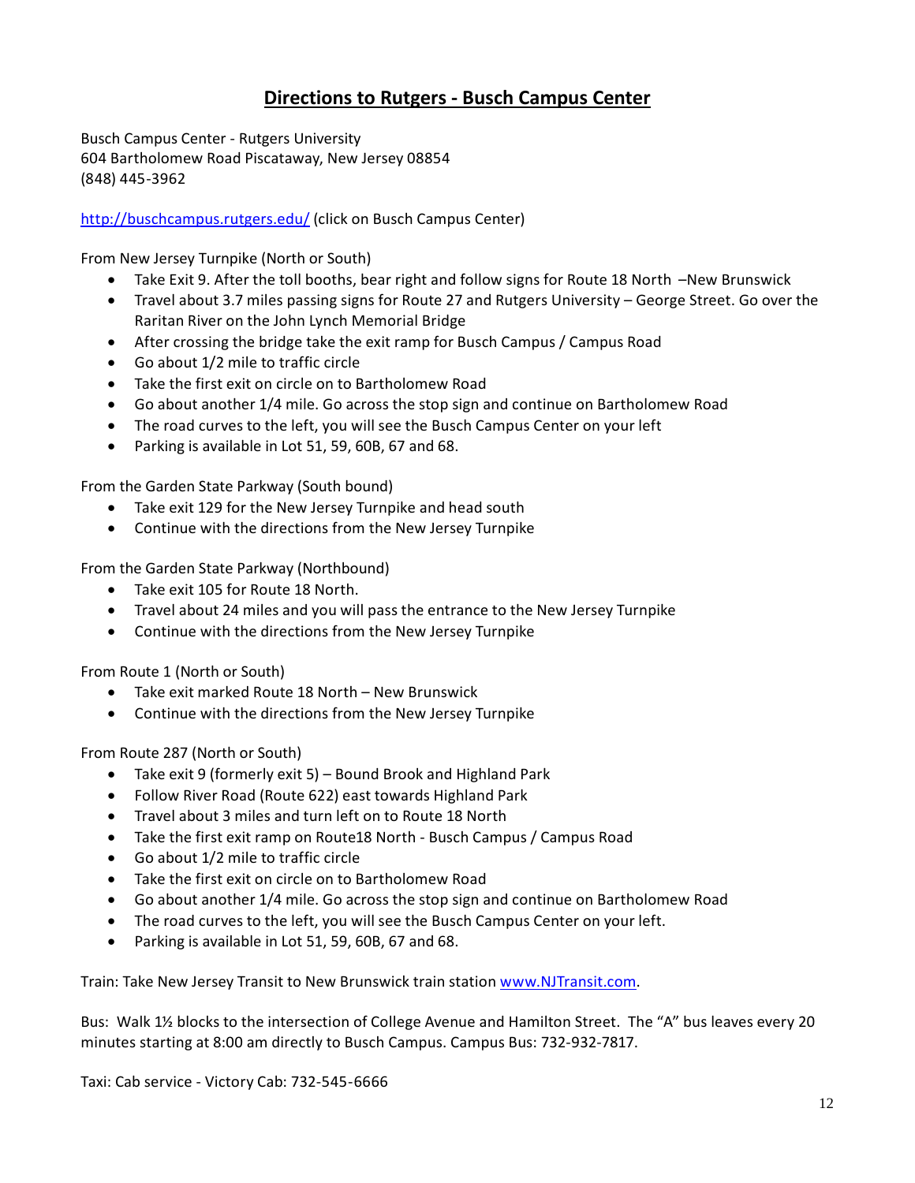# Directions to Rutgers - Busch Campus Center

Busch Campus Center - Rutgers University
604 Bartholomew Road Piscataway, New Jersey 08854
(848) 445-3962

[http://buschcampus.rutgers.edu/](http://buschcampus.rutgers.edu/) (click on Busch Campus Center)

From New Jersey Turnpike (North or South)

- Take Exit 9. After the toll booths, bear right and follow signs for Route 18 North –New Brunswick
- Travel about 3.7 miles passing signs for Route 27 and Rutgers University – George Street. Go over the Raritan River on the John Lynch Memorial Bridge
- After crossing the bridge take the exit ramp for Busch Campus / Campus Road
- Go about 1/2 mile to traffic circle
- Take the first exit on circle on to Bartholomew Road
- Go about another 1/4 mile. Go across the stop sign and continue on Bartholomew Road
- The road curves to the left, you will see the Busch Campus Center on your left
- Parking is available in Lot 51, 59, 60B, 67 and 68.

From the Garden State Parkway (South bound)

- Take exit 129 for the New Jersey Turnpike and head south
- Continue with the directions from the New Jersey Turnpike

From the Garden State Parkway (Northbound)

- Take exit 105 for Route 18 North.
- Travel about 24 miles and you will pass the entrance to the New Jersey Turnpike
- Continue with the directions from the New Jersey Turnpike

From Route 1 (North or South)

- Take exit marked Route 18 North – New Brunswick
- Continue with the directions from the New Jersey Turnpike

From Route 287 (North or South)

- Take exit 9 (formerly exit 5) – Bound Brook and Highland Park
- Follow River Road (Route 622) east towards Highland Park
- Travel about 3 miles and turn left on to Route 18 North
- Take the first exit ramp on Route18 North - Busch Campus / Campus Road
- Go about 1/2 mile to traffic circle
- Take the first exit on circle on to Bartholomew Road
- Go about another 1/4 mile. Go across the stop sign and continue on Bartholomew Road
- The road curves to the left, you will see the Busch Campus Center on your left.
- Parking is available in Lot 51, 59, 60B, 67 and 68.

Train: Take New Jersey Transit to New Brunswick train station [www.NJTransit.com](http://www.NJTransit.com).

Bus: Walk 1½ blocks to the intersection of College Avenue and Hamilton Street. The "A" bus leaves every 20 minutes starting at 8:00 am directly to Busch Campus. Campus Bus: 732-932-7817.

Taxi: Cab service - Victory Cab: 732-545-6666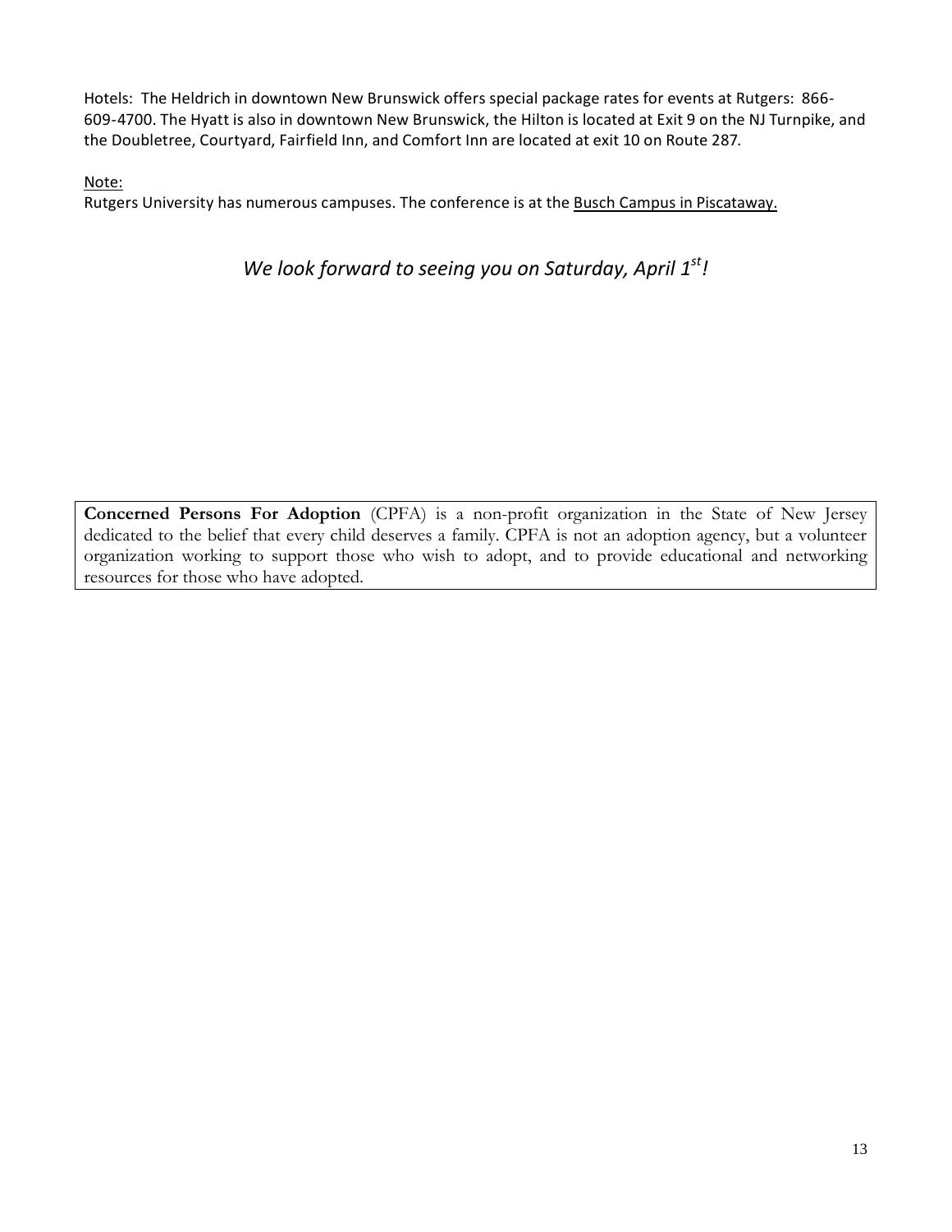Hotels: The Heldrich in downtown New Brunswick offers special package rates for events at Rutgers: 866-609-4700. The Hyatt is also in downtown New Brunswick, the Hilton is located at Exit 9 on the NJ Turnpike, and the Doubletree, Courtyard, Fairfield Inn, and Comfort Inn are located at exit 10 on Route 287.

Note:
Rutgers University has numerous campuses. The conference is at the Busch Campus in Piscataway.

*We look forward to seeing you on Saturday, April 1st!*

**Concerned Persons For Adoption** (CPFA) is a non-profit organization in the State of New Jersey dedicated to the belief that every child deserves a family. CPFA is not an adoption agency, but a volunteer organization working to support those who wish to adopt, and to provide educational and networking resources for those who have adopted.